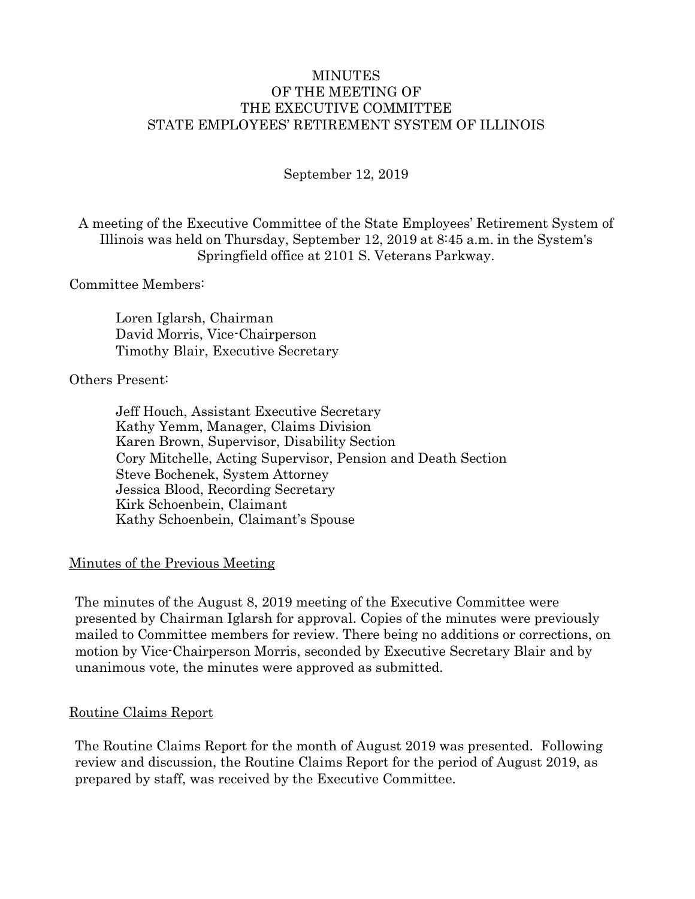# MINUTES
# OF THE MEETING OF
# THE EXECUTIVE COMMITTEE
# STATE EMPLOYEES' RETIREMENT SYSTEM OF ILLINOIS

September 12, 2019

A meeting of the Executive Committee of the State Employees' Retirement System of Illinois was held on Thursday, September 12, 2019 at 8:45 a.m. in the System's Springfield office at 2101 S. Veterans Parkway.

Committee Members:

Loren Iglarsh, Chairman
David Morris, Vice-Chairperson
Timothy Blair, Executive Secretary

Others Present:

Jeff Houch, Assistant Executive Secretary
Kathy Yemm, Manager, Claims Division
Karen Brown, Supervisor, Disability Section
Cory Mitchelle, Acting Supervisor, Pension and Death Section
Steve Bochenek, System Attorney
Jessica Blood, Recording Secretary
Kirk Schoenbein, Claimant
Kathy Schoenbein, Claimant's Spouse

## Minutes of the Previous Meeting

The minutes of the August 8, 2019 meeting of the Executive Committee were presented by Chairman Iglarsh for approval. Copies of the minutes were previously mailed to Committee members for review. There being no additions or corrections, on motion by Vice-Chairperson Morris, seconded by Executive Secretary Blair and by unanimous vote, the minutes were approved as submitted.

## Routine Claims Report

The Routine Claims Report for the month of August 2019 was presented. Following review and discussion, the Routine Claims Report for the period of August 2019, as prepared by staff, was received by the Executive Committee.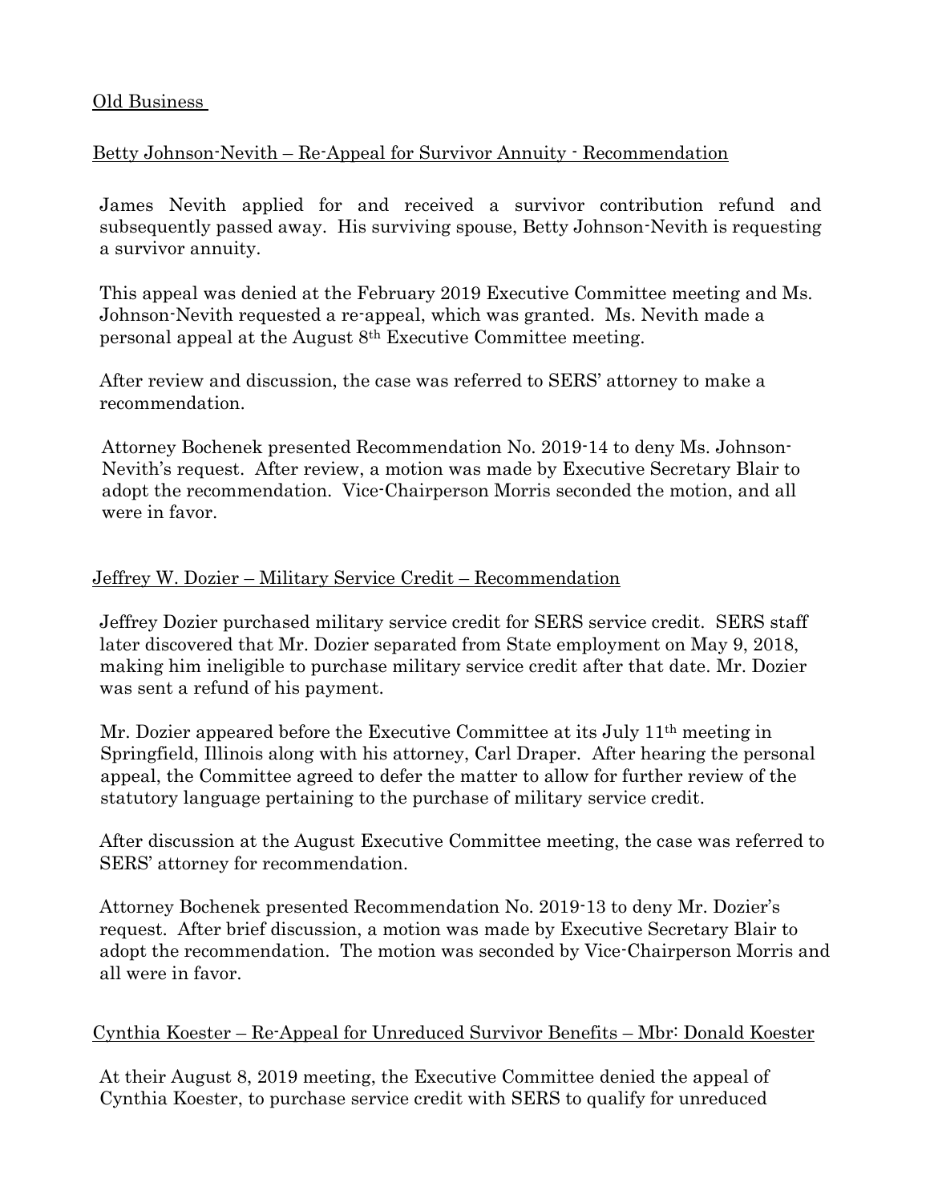Old Business

Betty Johnson-Nevith – Re-Appeal for Survivor Annuity - Recommendation

James Nevith applied for and received a survivor contribution refund and subsequently passed away. His surviving spouse, Betty Johnson-Nevith is requesting a survivor annuity.

This appeal was denied at the February 2019 Executive Committee meeting and Ms. Johnson-Nevith requested a re-appeal, which was granted. Ms. Nevith made a personal appeal at the August 8th Executive Committee meeting.

After review and discussion, the case was referred to SERS' attorney to make a recommendation.

Attorney Bochenek presented Recommendation No. 2019-14 to deny Ms. Johnson-Nevith's request. After review, a motion was made by Executive Secretary Blair to adopt the recommendation. Vice-Chairperson Morris seconded the motion, and all were in favor.

Jeffrey W. Dozier – Military Service Credit – Recommendation

Jeffrey Dozier purchased military service credit for SERS service credit. SERS staff later discovered that Mr. Dozier separated from State employment on May 9, 2018, making him ineligible to purchase military service credit after that date. Mr. Dozier was sent a refund of his payment.

Mr. Dozier appeared before the Executive Committee at its July 11th meeting in Springfield, Illinois along with his attorney, Carl Draper. After hearing the personal appeal, the Committee agreed to defer the matter to allow for further review of the statutory language pertaining to the purchase of military service credit.

After discussion at the August Executive Committee meeting, the case was referred to SERS' attorney for recommendation.

Attorney Bochenek presented Recommendation No. 2019-13 to deny Mr. Dozier's request. After brief discussion, a motion was made by Executive Secretary Blair to adopt the recommendation. The motion was seconded by Vice-Chairperson Morris and all were in favor.

Cynthia Koester – Re-Appeal for Unreduced Survivor Benefits – Mbr: Donald Koester

At their August 8, 2019 meeting, the Executive Committee denied the appeal of Cynthia Koester, to purchase service credit with SERS to qualify for unreduced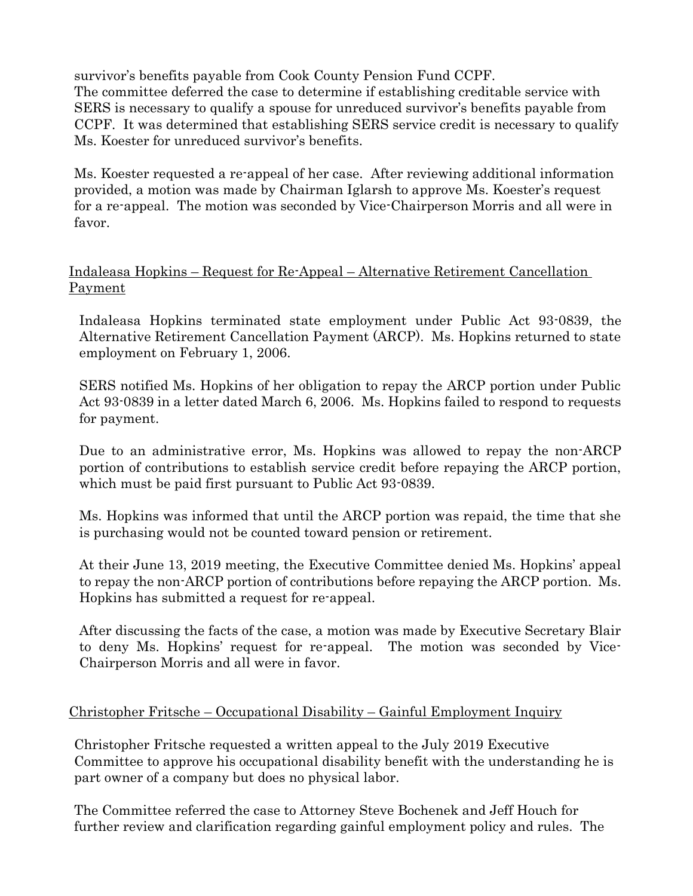survivor's benefits payable from Cook County Pension Fund CCPF.
The committee deferred the case to determine if establishing creditable service with SERS is necessary to qualify a spouse for unreduced survivor's benefits payable from CCPF. It was determined that establishing SERS service credit is necessary to qualify Ms. Koester for unreduced survivor's benefits.

Ms. Koester requested a re-appeal of her case. After reviewing additional information provided, a motion was made by Chairman Iglarsh to approve Ms. Koester's request for a re-appeal. The motion was seconded by Vice-Chairperson Morris and all were in favor.

Indaleasa Hopkins – Request for Re-Appeal – Alternative Retirement Cancellation Payment

Indaleasa Hopkins terminated state employment under Public Act 93-0839, the Alternative Retirement Cancellation Payment (ARCP). Ms. Hopkins returned to state employment on February 1, 2006.

SERS notified Ms. Hopkins of her obligation to repay the ARCP portion under Public Act 93-0839 in a letter dated March 6, 2006. Ms. Hopkins failed to respond to requests for payment.

Due to an administrative error, Ms. Hopkins was allowed to repay the non-ARCP portion of contributions to establish service credit before repaying the ARCP portion, which must be paid first pursuant to Public Act 93-0839.

Ms. Hopkins was informed that until the ARCP portion was repaid, the time that she is purchasing would not be counted toward pension or retirement.

At their June 13, 2019 meeting, the Executive Committee denied Ms. Hopkins' appeal to repay the non-ARCP portion of contributions before repaying the ARCP portion. Ms. Hopkins has submitted a request for re-appeal.

After discussing the facts of the case, a motion was made by Executive Secretary Blair to deny Ms. Hopkins' request for re-appeal. The motion was seconded by Vice-Chairperson Morris and all were in favor.

Christopher Fritsche – Occupational Disability – Gainful Employment Inquiry

Christopher Fritsche requested a written appeal to the July 2019 Executive Committee to approve his occupational disability benefit with the understanding he is part owner of a company but does no physical labor.

The Committee referred the case to Attorney Steve Bochenek and Jeff Houch for further review and clarification regarding gainful employment policy and rules. The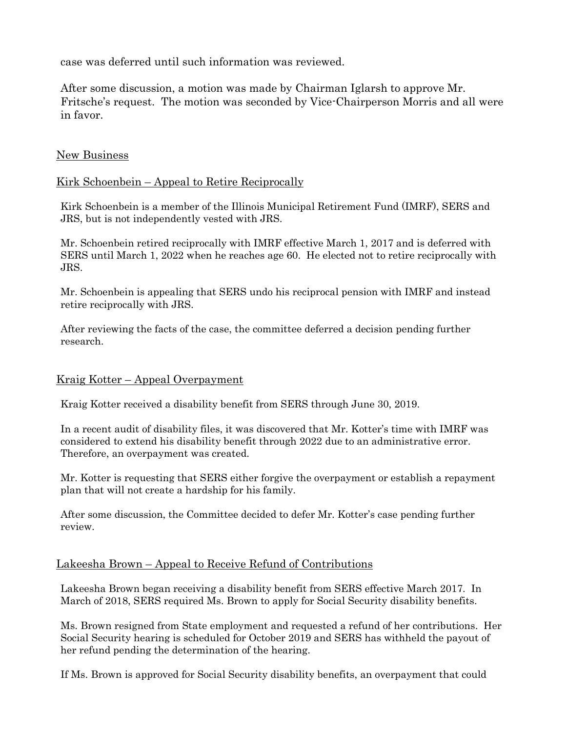case was deferred until such information was reviewed.

After some discussion, a motion was made by Chairman Iglarsh to approve Mr. Fritsche's request. The motion was seconded by Vice-Chairperson Morris and all were in favor.

## New Business

### Kirk Schoenbein – Appeal to Retire Reciprocally

Kirk Schoenbein is a member of the Illinois Municipal Retirement Fund (IMRF), SERS and JRS, but is not independently vested with JRS.

Mr. Schoenbein retired reciprocally with IMRF effective March 1, 2017 and is deferred with SERS until March 1, 2022 when he reaches age 60. He elected not to retire reciprocally with JRS.

Mr. Schoenbein is appealing that SERS undo his reciprocal pension with IMRF and instead retire reciprocally with JRS.

After reviewing the facts of the case, the committee deferred a decision pending further research.

### Kraig Kotter – Appeal Overpayment

Kraig Kotter received a disability benefit from SERS through June 30, 2019.

In a recent audit of disability files, it was discovered that Mr. Kotter's time with IMRF was considered to extend his disability benefit through 2022 due to an administrative error. Therefore, an overpayment was created.

Mr. Kotter is requesting that SERS either forgive the overpayment or establish a repayment plan that will not create a hardship for his family.

After some discussion, the Committee decided to defer Mr. Kotter's case pending further review.

### Lakeesha Brown – Appeal to Receive Refund of Contributions

Lakeesha Brown began receiving a disability benefit from SERS effective March 2017. In March of 2018, SERS required Ms. Brown to apply for Social Security disability benefits.

Ms. Brown resigned from State employment and requested a refund of her contributions. Her Social Security hearing is scheduled for October 2019 and SERS has withheld the payout of her refund pending the determination of the hearing.

If Ms. Brown is approved for Social Security disability benefits, an overpayment that could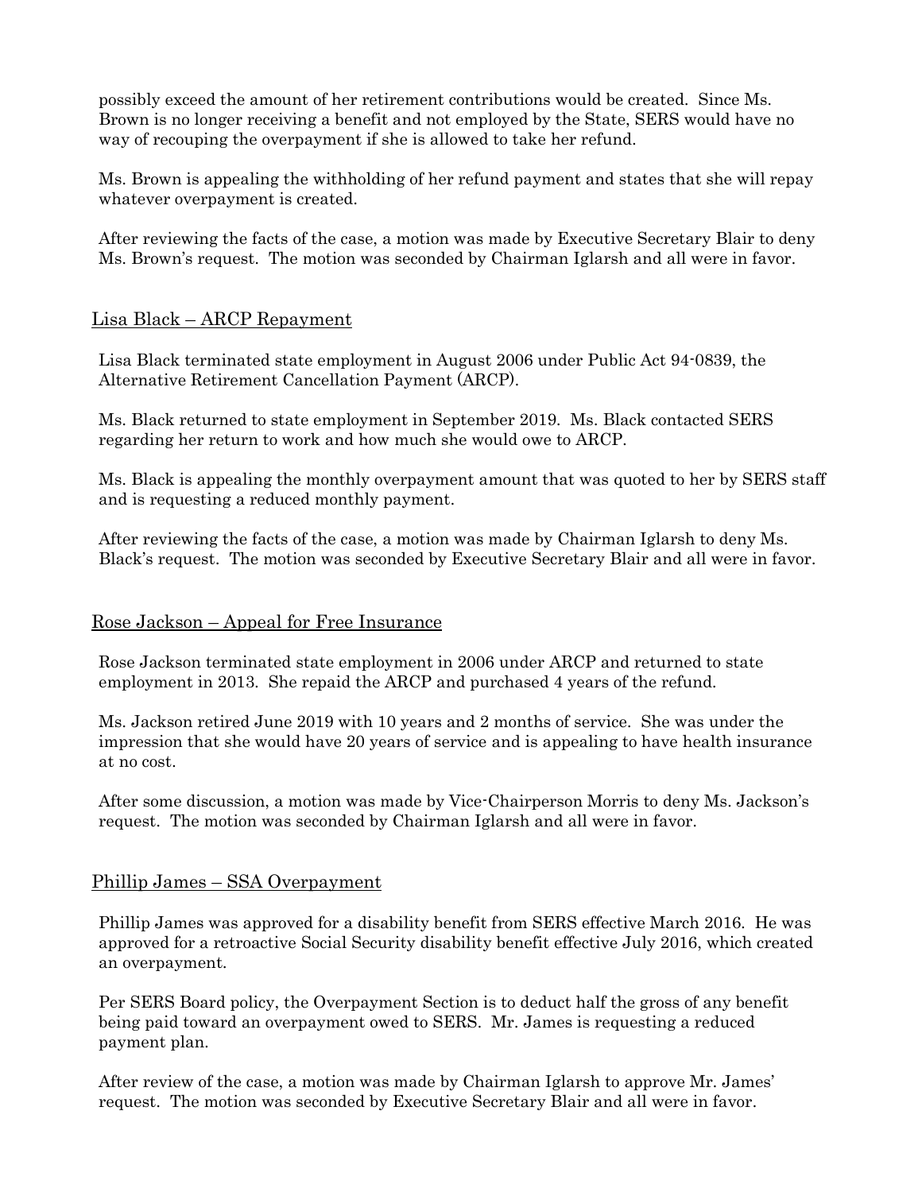possibly exceed the amount of her retirement contributions would be created. Since Ms. Brown is no longer receiving a benefit and not employed by the State, SERS would have no way of recouping the overpayment if she is allowed to take her refund.

Ms. Brown is appealing the withholding of her refund payment and states that she will repay whatever overpayment is created.

After reviewing the facts of the case, a motion was made by Executive Secretary Blair to deny Ms. Brown's request. The motion was seconded by Chairman Iglarsh and all were in favor.

## Lisa Black – ARCP Repayment

Lisa Black terminated state employment in August 2006 under Public Act 94-0839, the Alternative Retirement Cancellation Payment (ARCP).

Ms. Black returned to state employment in September 2019. Ms. Black contacted SERS regarding her return to work and how much she would owe to ARCP.

Ms. Black is appealing the monthly overpayment amount that was quoted to her by SERS staff and is requesting a reduced monthly payment.

After reviewing the facts of the case, a motion was made by Chairman Iglarsh to deny Ms. Black's request. The motion was seconded by Executive Secretary Blair and all were in favor.

## Rose Jackson – Appeal for Free Insurance

Rose Jackson terminated state employment in 2006 under ARCP and returned to state employment in 2013. She repaid the ARCP and purchased 4 years of the refund.

Ms. Jackson retired June 2019 with 10 years and 2 months of service. She was under the impression that she would have 20 years of service and is appealing to have health insurance at no cost.

After some discussion, a motion was made by Vice-Chairperson Morris to deny Ms. Jackson's request. The motion was seconded by Chairman Iglarsh and all were in favor.

## Phillip James – SSA Overpayment

Phillip James was approved for a disability benefit from SERS effective March 2016. He was approved for a retroactive Social Security disability benefit effective July 2016, which created an overpayment.

Per SERS Board policy, the Overpayment Section is to deduct half the gross of any benefit being paid toward an overpayment owed to SERS. Mr. James is requesting a reduced payment plan.

After review of the case, a motion was made by Chairman Iglarsh to approve Mr. James' request. The motion was seconded by Executive Secretary Blair and all were in favor.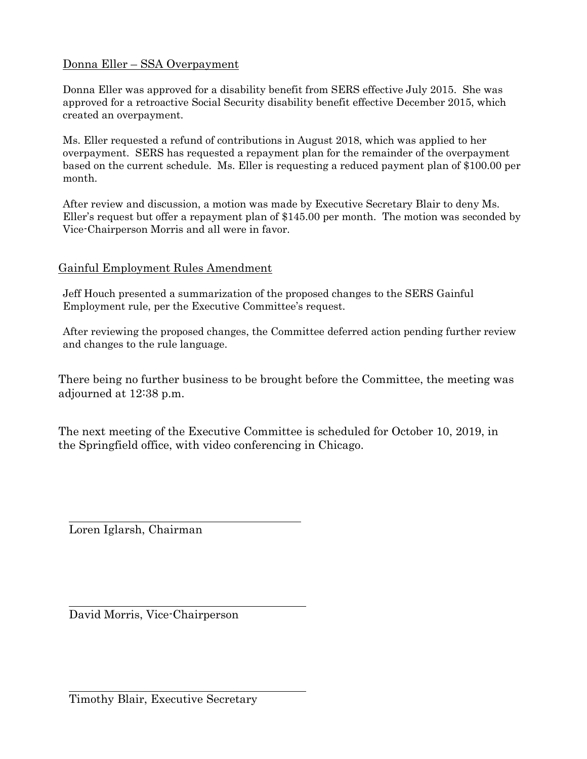Donna Eller – SSA Overpayment

Donna Eller was approved for a disability benefit from SERS effective July 2015. She was approved for a retroactive Social Security disability benefit effective December 2015, which created an overpayment.

Ms. Eller requested a refund of contributions in August 2018, which was applied to her overpayment. SERS has requested a repayment plan for the remainder of the overpayment based on the current schedule. Ms. Eller is requesting a reduced payment plan of $100.00 per month.

After review and discussion, a motion was made by Executive Secretary Blair to deny Ms. Eller's request but offer a repayment plan of $145.00 per month. The motion was seconded by Vice-Chairperson Morris and all were in favor.

Gainful Employment Rules Amendment

Jeff Houch presented a summarization of the proposed changes to the SERS Gainful Employment rule, per the Executive Committee's request.

After reviewing the proposed changes, the Committee deferred action pending further review and changes to the rule language.

There being no further business to be brought before the Committee, the meeting was adjourned at 12:38 p.m.

The next meeting of the Executive Committee is scheduled for October 10, 2019, in the Springfield office, with video conferencing in Chicago.

Loren Iglarsh, Chairman

David Morris, Vice-Chairperson

Timothy Blair, Executive Secretary